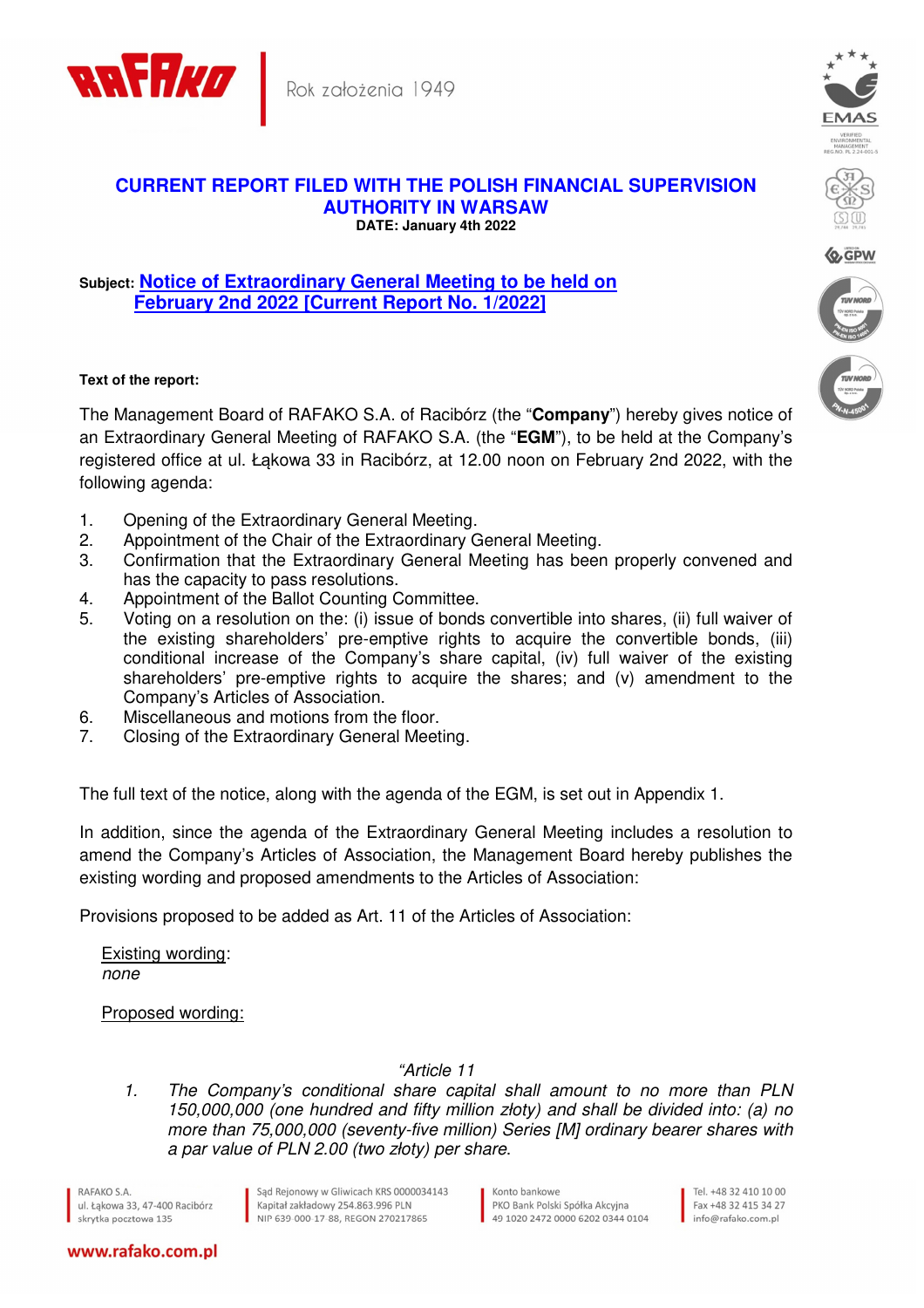## CURRENT REPORT FILED WITH THE POLISH FINANCIAL SUPERVISION AUTHORITY IN WARSAW

**DATE: January 4th 2022**

**Subject: Notice of Extraordinary General Meeting to be held on February 2nd 2022 [Current Report No. 1/2022]**

**Text of the report:**

The Management Board of RAFAKO S.A. of Racibórz (the "**Company**") hereby gives notice of an Extraordinary General Meeting of RAFAKO S.A. (the "**EGM**"), to be held at the Company's registered office at ul. Łąkowa 33 in Racibórz, at 12.00 noon on February 2nd 2022, with the following agenda:

1. Opening of the Extraordinary General Meeting.
2. Appointment of the Chair of the Extraordinary General Meeting.
3. Confirmation that the Extraordinary General Meeting has been properly convened and has the capacity to pass resolutions.
4. Appointment of the Ballot Counting Committee.
5. Voting on a resolution on the: (i) issue of bonds convertible into shares, (ii) full waiver of the existing shareholders' pre-emptive rights to acquire the convertible bonds, (iii) conditional increase of the Company's share capital, (iv) full waiver of the existing shareholders' pre-emptive rights to acquire the shares; and (v) amendment to the Company's Articles of Association.
6. Miscellaneous and motions from the floor.
7. Closing of the Extraordinary General Meeting.

The full text of the notice, along with the agenda of the EGM, is set out in Appendix 1.

In addition, since the agenda of the Extraordinary General Meeting includes a resolution to amend the Company's Articles of Association, the Management Board hereby publishes the existing wording and proposed amendments to the Articles of Association:

Provisions proposed to be added as Art. 11 of the Articles of Association:

Existing wording:
*none*

Proposed wording:

*"Article 11*

1. *The Company's conditional share capital shall amount to no more than PLN 150,000,000 (one hundred and fifty million złoty) and shall be divided into: (a) no more than 75,000,000 (seventy-five million) Series [M] ordinary bearer shares with a par value of PLN 2.00 (two złoty) per share.*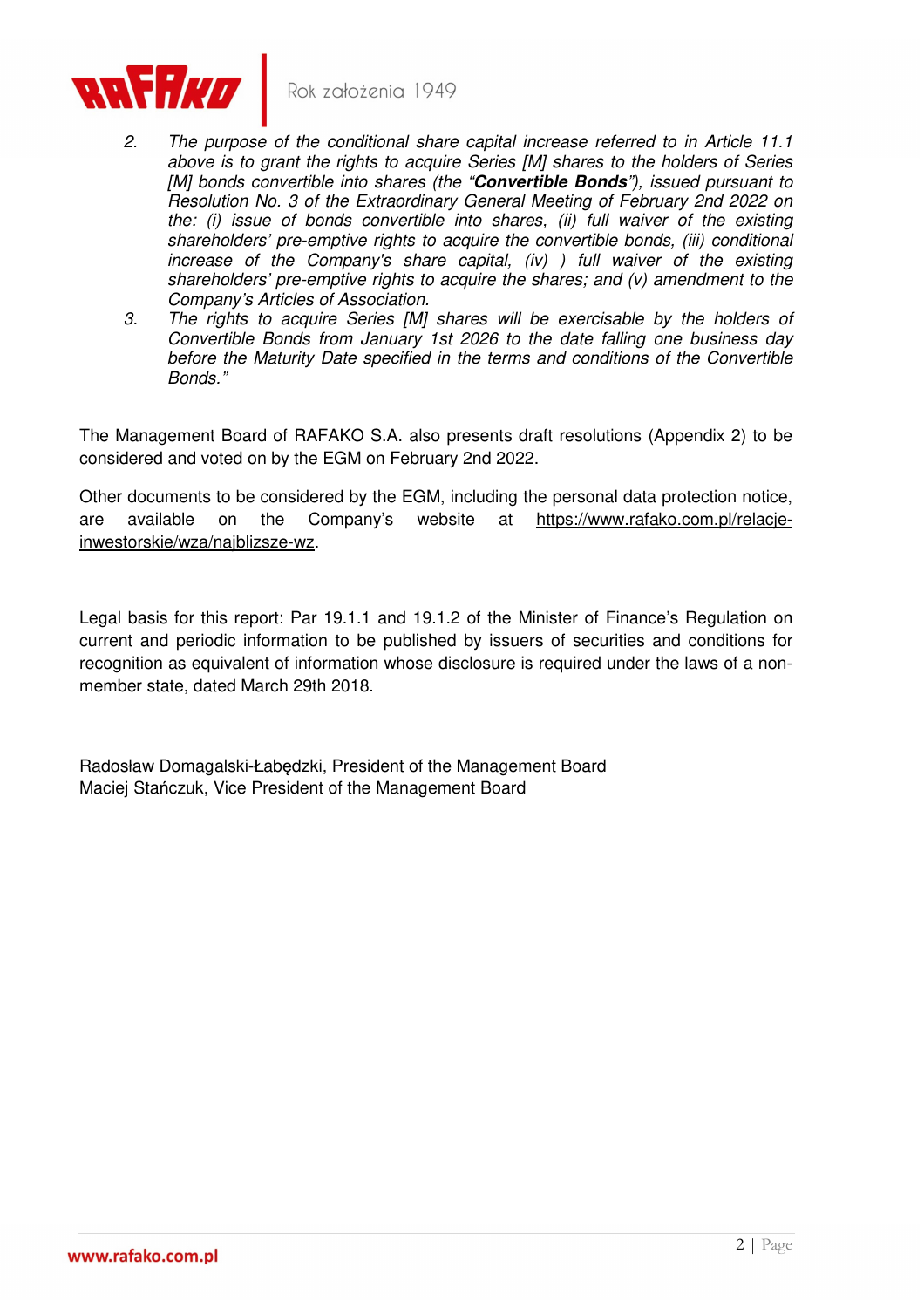2. *The purpose of the conditional share capital increase referred to in Article 11.1 above is to grant the rights to acquire Series [M] shares to the holders of Series [M] bonds convertible into shares (the "**Convertible Bonds**"), issued pursuant to Resolution No. 3 of the Extraordinary General Meeting of February 2nd 2022 on the: (i) issue of bonds convertible into shares, (ii) full waiver of the existing shareholders' pre-emptive rights to acquire the convertible bonds, (iii) conditional increase of the Company's share capital, (iv) ) full waiver of the existing shareholders' pre-emptive rights to acquire the shares; and (v) amendment to the Company's Articles of Association.*
3. *The rights to acquire Series [M] shares will be exercisable by the holders of Convertible Bonds from January 1st 2026 to the date falling one business day before the Maturity Date specified in the terms and conditions of the Convertible Bonds."*

The Management Board of RAFAKO S.A. also presents draft resolutions (Appendix 2) to be considered and voted on by the EGM on February 2nd 2022.

Other documents to be considered by the EGM, including the personal data protection notice, are available on the Company's website at https://www.rafako.com.pl/relacje-inwestorskie/wza/najblizsze-wz.

Legal basis for this report: Par 19.1.1 and 19.1.2 of the Minister of Finance's Regulation on current and periodic information to be published by issuers of securities and conditions for recognition as equivalent of information whose disclosure is required under the laws of a non-member state, dated March 29th 2018.

Radosław Domagalski-Łabędzki, President of the Management Board
Maciej Stańczuk, Vice President of the Management Board